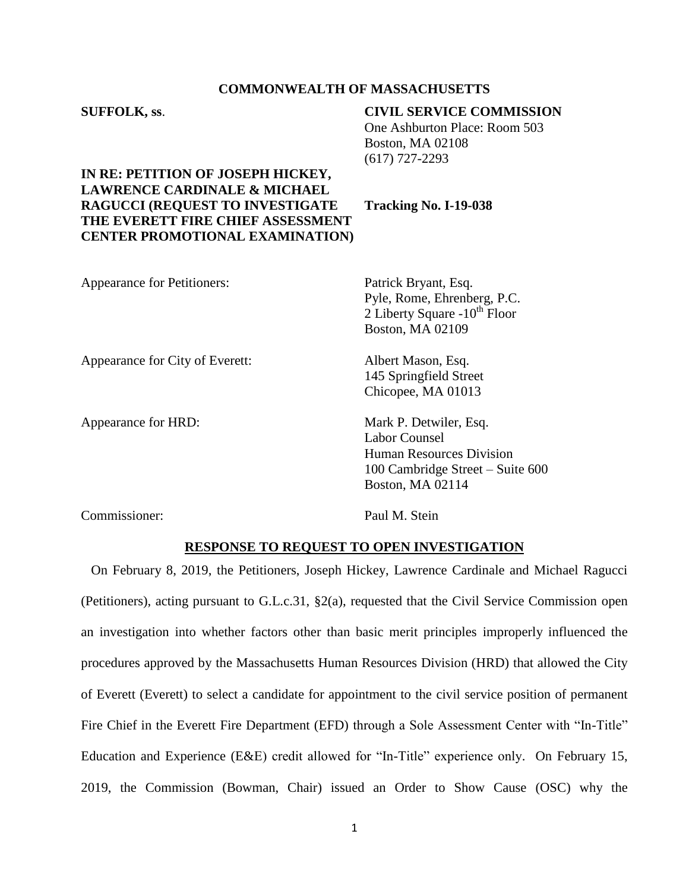**COMMONWEALTH OF MASSACHUSETTS**

**SUFFOLK, ss.**

**CIVIL SERVICE COMMISSION**
One Ashburton Place: Room 503
Boston, MA 02108
(617) 727-2293

**IN RE: PETITION OF JOSEPH HICKEY, LAWRENCE CARDINALE & MICHAEL RAGUCCI (REQUEST TO INVESTIGATE THE EVERETT FIRE CHIEF ASSESSMENT CENTER PROMOTIONAL EXAMINATION)**

**Tracking No. I-19-038**

Appearance for Petitioners: Patrick Bryant, Esq.
Pyle, Rome, Ehrenberg, P.C.
2 Liberty Square -10th Floor
Boston, MA 02109

Appearance for City of Everett: Albert Mason, Esq.
145 Springfield Street
Chicopee, MA 01013

Appearance for HRD: Mark P. Detwiler, Esq.
Labor Counsel
Human Resources Division
100 Cambridge Street – Suite 600
Boston, MA 02114

Commissioner: Paul M. Stein

## RESPONSE TO REQUEST TO OPEN INVESTIGATION

On February 8, 2019, the Petitioners, Joseph Hickey, Lawrence Cardinale and Michael Ragucci (Petitioners), acting pursuant to G.L.c.31, §2(a), requested that the Civil Service Commission open an investigation into whether factors other than basic merit principles improperly influenced the procedures approved by the Massachusetts Human Resources Division (HRD) that allowed the City of Everett (Everett) to select a candidate for appointment to the civil service position of permanent Fire Chief in the Everett Fire Department (EFD) through a Sole Assessment Center with "In-Title" Education and Experience (E&E) credit allowed for "In-Title" experience only. On February 15, 2019, the Commission (Bowman, Chair) issued an Order to Show Cause (OSC) why the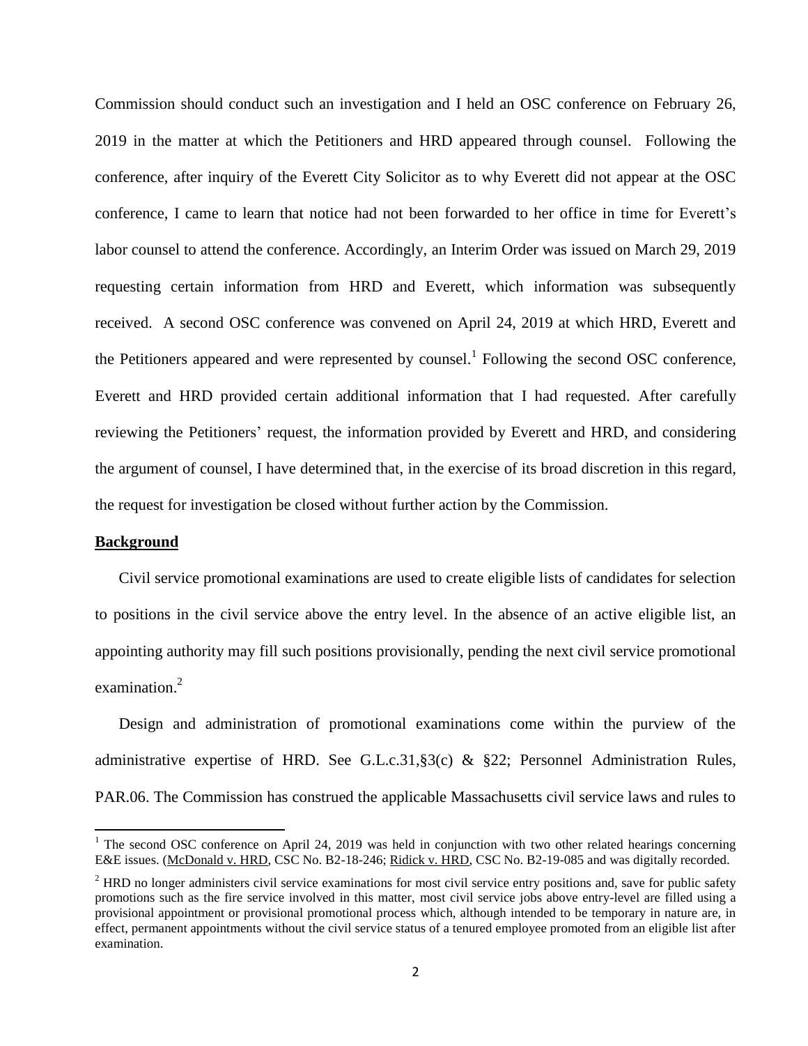Commission should conduct such an investigation and I held an OSC conference on February 26, 2019 in the matter at which the Petitioners and HRD appeared through counsel. Following the conference, after inquiry of the Everett City Solicitor as to why Everett did not appear at the OSC conference, I came to learn that notice had not been forwarded to her office in time for Everett's labor counsel to attend the conference. Accordingly, an Interim Order was issued on March 29, 2019 requesting certain information from HRD and Everett, which information was subsequently received. A second OSC conference was convened on April 24, 2019 at which HRD, Everett and the Petitioners appeared and were represented by counsel.[1] Following the second OSC conference, Everett and HRD provided certain additional information that I had requested. After carefully reviewing the Petitioners' request, the information provided by Everett and HRD, and considering the argument of counsel, I have determined that, in the exercise of its broad discretion in this regard, the request for investigation be closed without further action by the Commission.

## Background

Civil service promotional examinations are used to create eligible lists of candidates for selection to positions in the civil service above the entry level. In the absence of an active eligible list, an appointing authority may fill such positions provisionally, pending the next civil service promotional examination.[2]

Design and administration of promotional examinations come within the purview of the administrative expertise of HRD. See G.L.c.31,§3(c) & §22; Personnel Administration Rules, PAR.06. The Commission has construed the applicable Massachusetts civil service laws and rules to

---

[1] The second OSC conference on April 24, 2019 was held in conjunction with two other related hearings concerning E&E issues. (McDonald v. HRD, CSC No. B2-18-246; Ridick v. HRD, CSC No. B2-19-085 and was digitally recorded.

[2] HRD no longer administers civil service examinations for most civil service entry positions and, save for public safety promotions such as the fire service involved in this matter, most civil service jobs above entry-level are filled using a provisional appointment or provisional promotional process which, although intended to be temporary in nature are, in effect, permanent appointments without the civil service status of a tenured employee promoted from an eligible list after examination.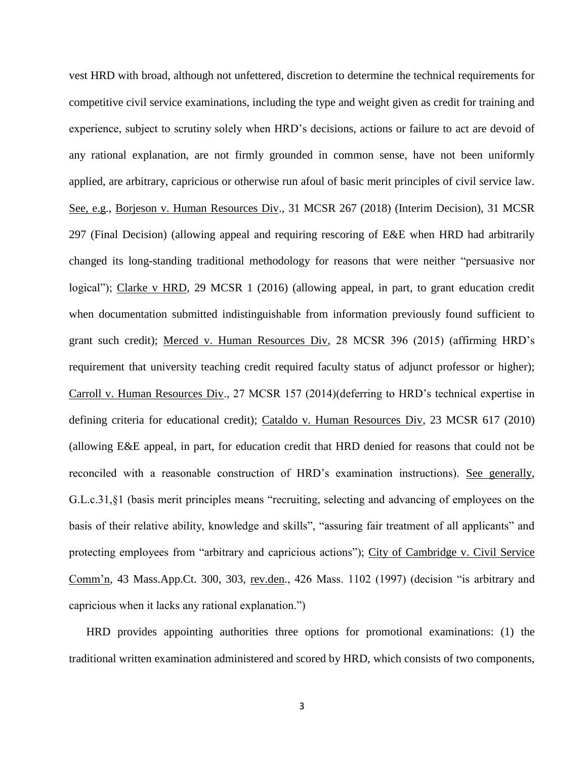vest HRD with broad, although not unfettered, discretion to determine the technical requirements for competitive civil service examinations, including the type and weight given as credit for training and experience, subject to scrutiny solely when HRD's decisions, actions or failure to act are devoid of any rational explanation, are not firmly grounded in common sense, have not been uniformly applied, are arbitrary, capricious or otherwise run afoul of basic merit principles of civil service law. See, e.g., Borjeson v. Human Resources Div., 31 MCSR 267 (2018) (Interim Decision), 31 MCSR 297 (Final Decision) (allowing appeal and requiring rescoring of E&E when HRD had arbitrarily changed its long-standing traditional methodology for reasons that were neither "persuasive nor logical"); Clarke v HRD, 29 MCSR 1 (2016) (allowing appeal, in part, to grant education credit when documentation submitted indistinguishable from information previously found sufficient to grant such credit); Merced v. Human Resources Div, 28 MCSR 396 (2015) (affirming HRD's requirement that university teaching credit required faculty status of adjunct professor or higher); Carroll v. Human Resources Div., 27 MCSR 157 (2014)(deferring to HRD's technical expertise in defining criteria for educational credit); Cataldo v. Human Resources Div, 23 MCSR 617 (2010) (allowing E&E appeal, in part, for education credit that HRD denied for reasons that could not be reconciled with a reasonable construction of HRD's examination instructions). See generally, G.L.c.31,§1 (basis merit principles means "recruiting, selecting and advancing of employees on the basis of their relative ability, knowledge and skills", "assuring fair treatment of all applicants" and protecting employees from "arbitrary and capricious actions"); City of Cambridge v. Civil Service Comm'n, 43 Mass.App.Ct. 300, 303, rev.den., 426 Mass. 1102 (1997) (decision "is arbitrary and capricious when it lacks any rational explanation.")

HRD provides appointing authorities three options for promotional examinations: (1) the traditional written examination administered and scored by HRD, which consists of two components,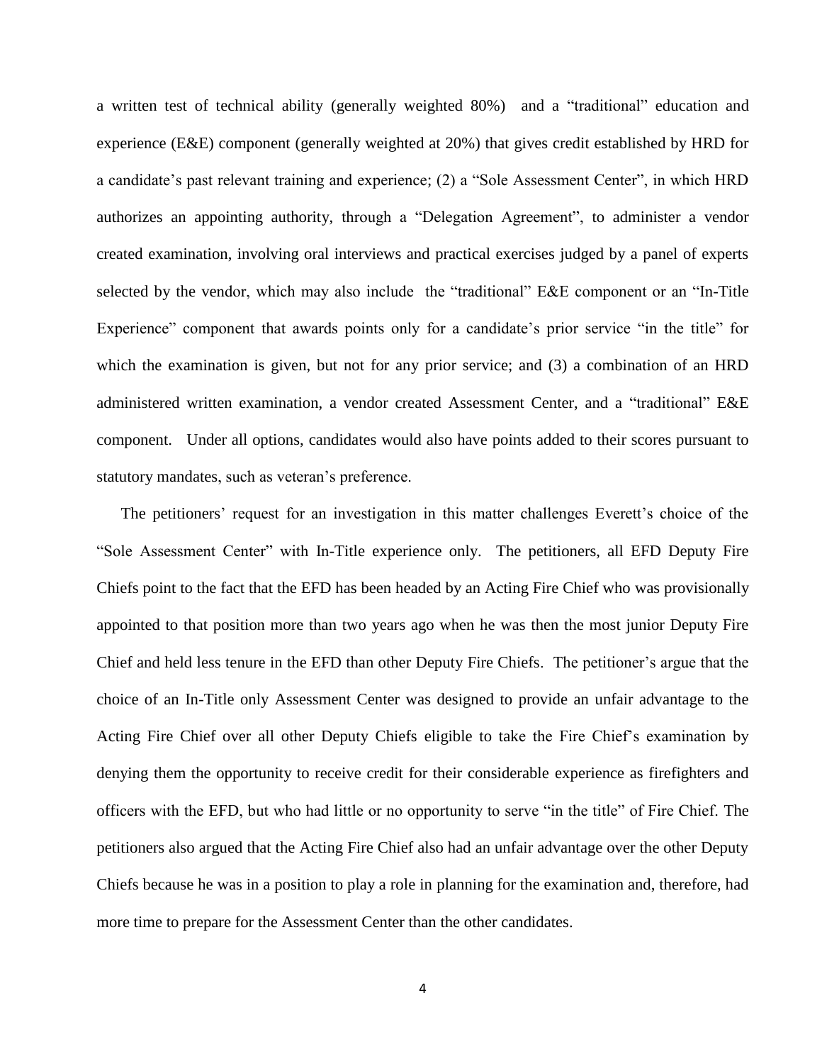a written test of technical ability (generally weighted 80%) and a "traditional" education and experience (E&E) component (generally weighted at 20%) that gives credit established by HRD for a candidate's past relevant training and experience; (2) a "Sole Assessment Center", in which HRD authorizes an appointing authority, through a "Delegation Agreement", to administer a vendor created examination, involving oral interviews and practical exercises judged by a panel of experts selected by the vendor, which may also include the "traditional" E&E component or an "In-Title Experience" component that awards points only for a candidate's prior service "in the title" for which the examination is given, but not for any prior service; and (3) a combination of an HRD administered written examination, a vendor created Assessment Center, and a "traditional" E&E component. Under all options, candidates would also have points added to their scores pursuant to statutory mandates, such as veteran's preference.

The petitioners' request for an investigation in this matter challenges Everett's choice of the "Sole Assessment Center" with In-Title experience only. The petitioners, all EFD Deputy Fire Chiefs point to the fact that the EFD has been headed by an Acting Fire Chief who was provisionally appointed to that position more than two years ago when he was then the most junior Deputy Fire Chief and held less tenure in the EFD than other Deputy Fire Chiefs. The petitioner's argue that the choice of an In-Title only Assessment Center was designed to provide an unfair advantage to the Acting Fire Chief over all other Deputy Chiefs eligible to take the Fire Chief's examination by denying them the opportunity to receive credit for their considerable experience as firefighters and officers with the EFD, but who had little or no opportunity to serve "in the title" of Fire Chief. The petitioners also argued that the Acting Fire Chief also had an unfair advantage over the other Deputy Chiefs because he was in a position to play a role in planning for the examination and, therefore, had more time to prepare for the Assessment Center than the other candidates.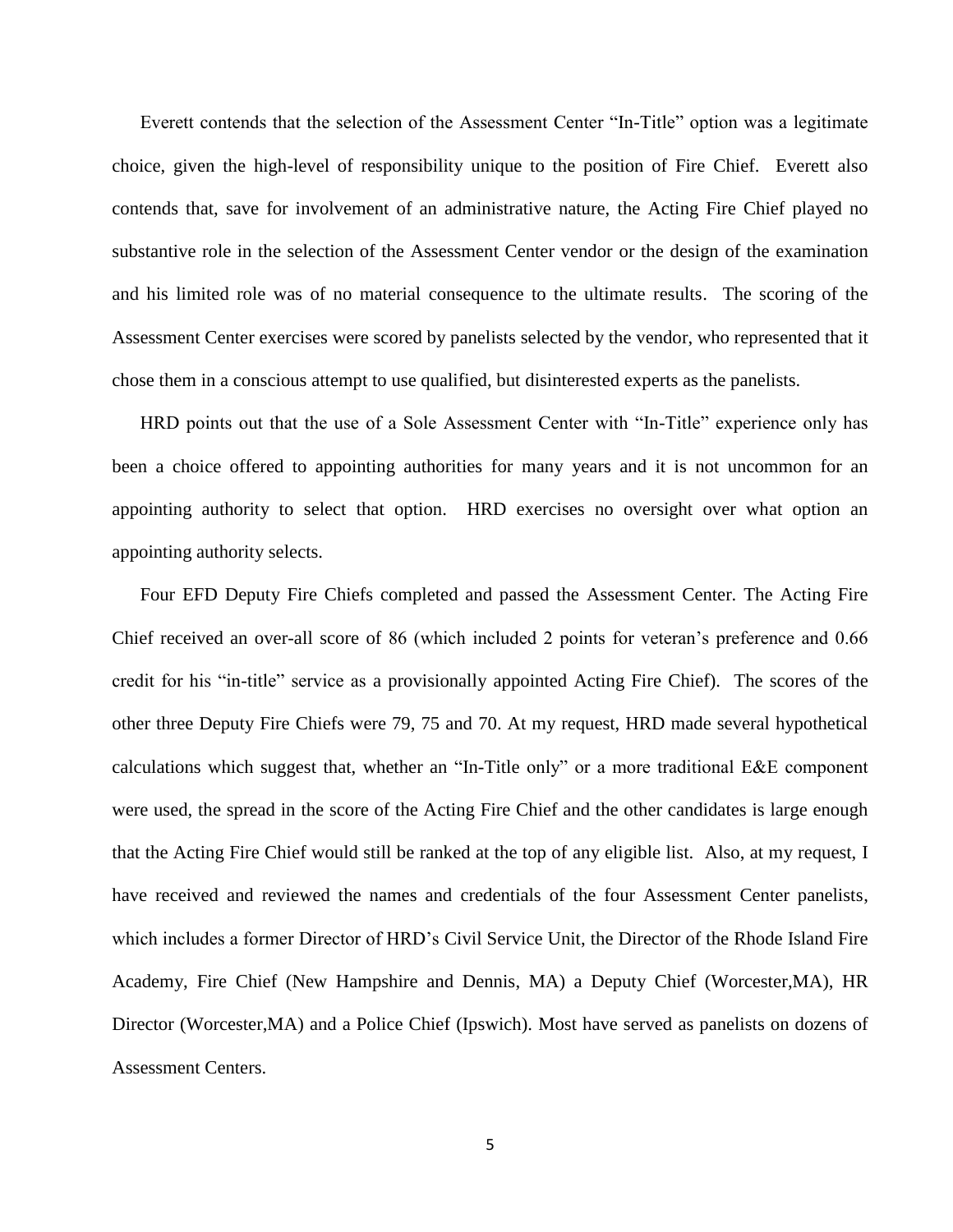Everett contends that the selection of the Assessment Center "In-Title" option was a legitimate choice, given the high-level of responsibility unique to the position of Fire Chief. Everett also contends that, save for involvement of an administrative nature, the Acting Fire Chief played no substantive role in the selection of the Assessment Center vendor or the design of the examination and his limited role was of no material consequence to the ultimate results. The scoring of the Assessment Center exercises were scored by panelists selected by the vendor, who represented that it chose them in a conscious attempt to use qualified, but disinterested experts as the panelists.

HRD points out that the use of a Sole Assessment Center with "In-Title" experience only has been a choice offered to appointing authorities for many years and it is not uncommon for an appointing authority to select that option. HRD exercises no oversight over what option an appointing authority selects.

Four EFD Deputy Fire Chiefs completed and passed the Assessment Center. The Acting Fire Chief received an over-all score of 86 (which included 2 points for veteran's preference and 0.66 credit for his "in-title" service as a provisionally appointed Acting Fire Chief). The scores of the other three Deputy Fire Chiefs were 79, 75 and 70. At my request, HRD made several hypothetical calculations which suggest that, whether an "In-Title only" or a more traditional E&E component were used, the spread in the score of the Acting Fire Chief and the other candidates is large enough that the Acting Fire Chief would still be ranked at the top of any eligible list. Also, at my request, I have received and reviewed the names and credentials of the four Assessment Center panelists, which includes a former Director of HRD's Civil Service Unit, the Director of the Rhode Island Fire Academy, Fire Chief (New Hampshire and Dennis, MA) a Deputy Chief (Worcester,MA), HR Director (Worcester,MA) and a Police Chief (Ipswich). Most have served as panelists on dozens of Assessment Centers.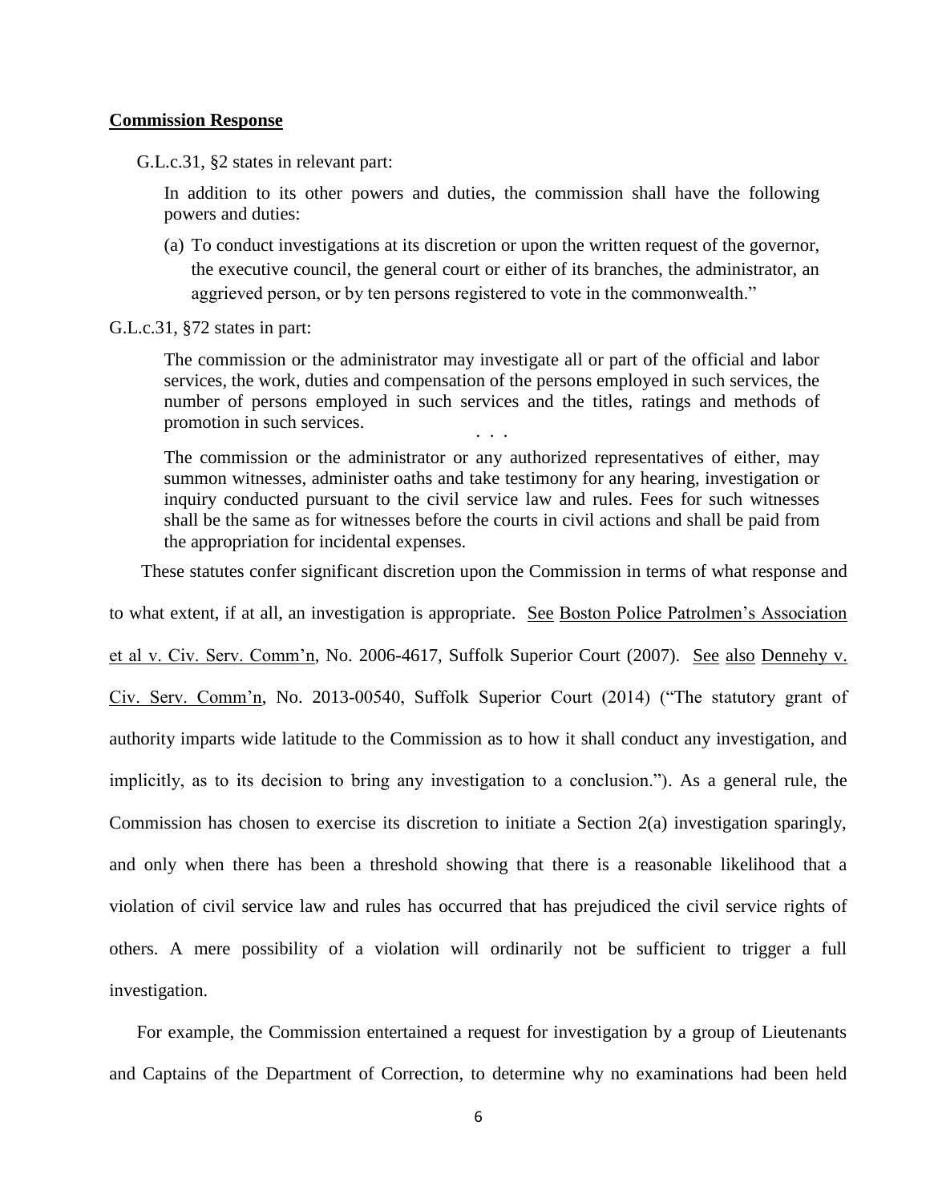**Commission Response**

G.L.c.31, §2 states in relevant part:

> In addition to its other powers and duties, the commission shall have the following powers and duties:
>
> (a) To conduct investigations at its discretion or upon the written request of the governor, the executive council, the general court or either of its branches, the administrator, an aggrieved person, or by ten persons registered to vote in the commonwealth."

G.L.c.31, §72 states in part:

> The commission or the administrator may investigate all or part of the official and labor services, the work, duties and compensation of the persons employed in such services, the number of persons employed in such services and the titles, ratings and methods of promotion in such services.
>
> . . .
>
> The commission or the administrator or any authorized representatives of either, may summon witnesses, administer oaths and take testimony for any hearing, investigation or inquiry conducted pursuant to the civil service law and rules. Fees for such witnesses shall be the same as for witnesses before the courts in civil actions and shall be paid from the appropriation for incidental expenses.

These statutes confer significant discretion upon the Commission in terms of what response and to what extent, if at all, an investigation is appropriate. See Boston Police Patrolmen's Association et al v. Civ. Serv. Comm'n, No. 2006-4617, Suffolk Superior Court (2007). See also Dennehy v. Civ. Serv. Comm'n, No. 2013-00540, Suffolk Superior Court (2014) ("The statutory grant of authority imparts wide latitude to the Commission as to how it shall conduct any investigation, and implicitly, as to its decision to bring any investigation to a conclusion."). As a general rule, the Commission has chosen to exercise its discretion to initiate a Section 2(a) investigation sparingly, and only when there has been a threshold showing that there is a reasonable likelihood that a violation of civil service law and rules has occurred that has prejudiced the civil service rights of others. A mere possibility of a violation will ordinarily not be sufficient to trigger a full investigation.

For example, the Commission entertained a request for investigation by a group of Lieutenants and Captains of the Department of Correction, to determine why no examinations had been held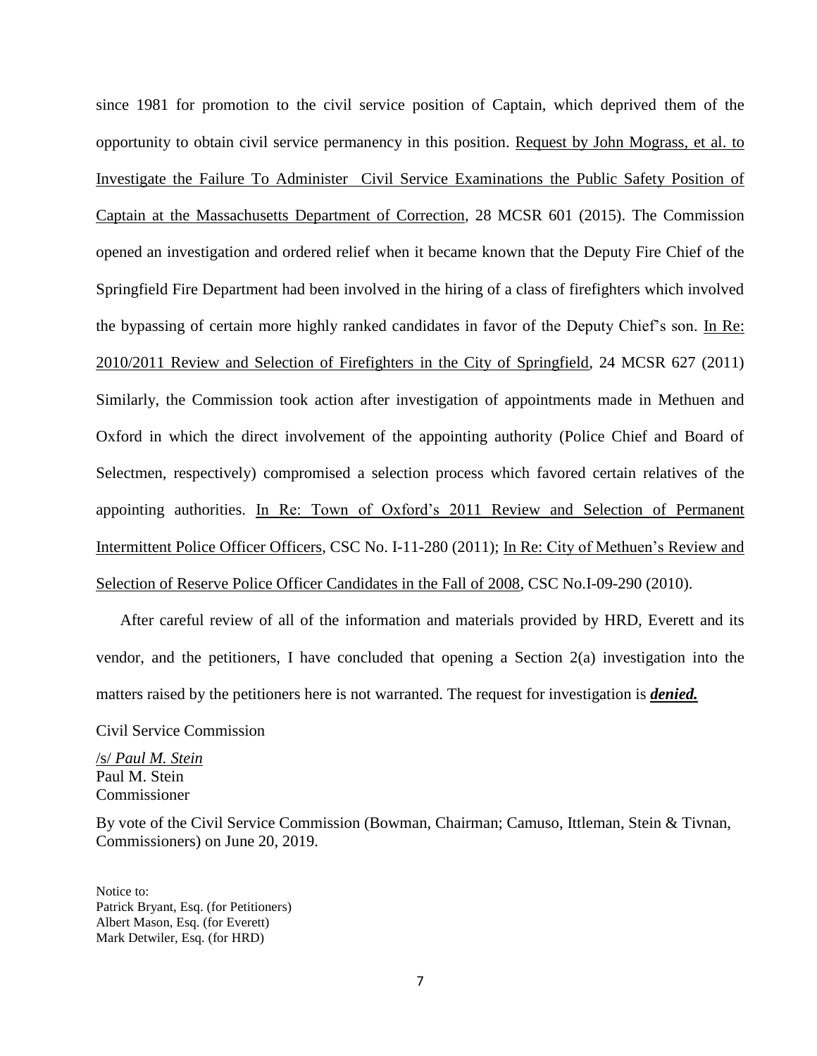since 1981 for promotion to the civil service position of Captain, which deprived them of the opportunity to obtain civil service permanency in this position. Request by John Mograss, et al. to Investigate the Failure To Administer Civil Service Examinations the Public Safety Position of Captain at the Massachusetts Department of Correction, 28 MCSR 601 (2015). The Commission opened an investigation and ordered relief when it became known that the Deputy Fire Chief of the Springfield Fire Department had been involved in the hiring of a class of firefighters which involved the bypassing of certain more highly ranked candidates in favor of the Deputy Chief's son. In Re: 2010/2011 Review and Selection of Firefighters in the City of Springfield, 24 MCSR 627 (2011) Similarly, the Commission took action after investigation of appointments made in Methuen and Oxford in which the direct involvement of the appointing authority (Police Chief and Board of Selectmen, respectively) compromised a selection process which favored certain relatives of the appointing authorities. In Re: Town of Oxford's 2011 Review and Selection of Permanent Intermittent Police Officer Officers, CSC No. I-11-280 (2011); In Re: City of Methuen's Review and Selection of Reserve Police Officer Candidates in the Fall of 2008, CSC No.I-09-290 (2010).

After careful review of all of the information and materials provided by HRD, Everett and its vendor, and the petitioners, I have concluded that opening a Section 2(a) investigation into the matters raised by the petitioners here is not warranted. The request for investigation is ***denied.***

Civil Service Commission

/s/ *Paul M. Stein*
Paul M. Stein
Commissioner

By vote of the Civil Service Commission (Bowman, Chairman; Camuso, Ittleman, Stein & Tivnan, Commissioners) on June 20, 2019.

Notice to:
Patrick Bryant, Esq. (for Petitioners)
Albert Mason, Esq. (for Everett)
Mark Detwiler, Esq. (for HRD)